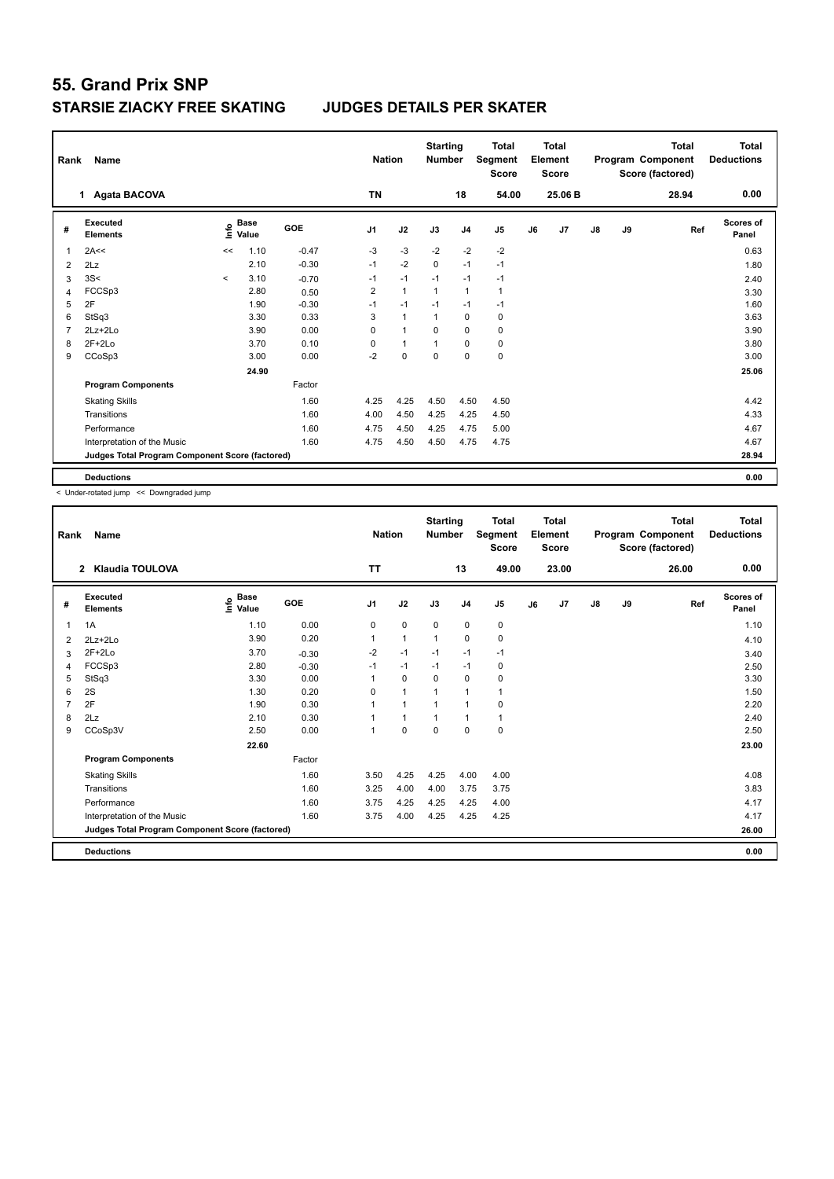# 55. Grand Prix SNP

## STARSIE ZIACKY FREE SKATING JUDGES DETAILS PER SKATER

| Rank | Name | Nation | Starting Number | Total Segment Score | Total Element Score | Total Program Component Score (factored) | Total Deductions |
|---|---|---|---|---|---|---|---|
| 1 | Agata BACOVA | TN | 18 | 54.00 | 25.06 B | 28.94 | 0.00 |

| # | Executed Elements | Info | Base Value | GOE | J1 | J2 | J3 | J4 | J5 | J6 | J7 | J8 | J9 | Ref | Scores of Panel |
|---|---|---|---|---|---|---|---|---|---|---|---|---|---|---|---|
| 1 | 2A<< | << | 1.10 | -0.47 | -3 | -3 | -2 | -2 | -2 | | | | | | 0.63 |
| 2 | 2Lz | | 2.10 | -0.30 | -1 | -2 | 0 | -1 | -1 | | | | | | 1.80 |
| 3 | 3S< | < | 3.10 | -0.70 | -1 | -1 | -1 | -1 | -1 | | | | | | 2.40 |
| 4 | FCCSp3 | | 2.80 | 0.50 | 2 | 1 | 1 | 1 | 1 | | | | | | 3.30 |
| 5 | 2F | | 1.90 | -0.30 | -1 | -1 | -1 | -1 | -1 | | | | | | 1.60 |
| 6 | StSq3 | | 3.30 | 0.33 | 3 | 1 | 1 | 0 | 0 | | | | | | 3.63 |
| 7 | 2Lz+2Lo | | 3.90 | 0.00 | 0 | 1 | 0 | 0 | 0 | | | | | | 3.90 |
| 8 | 2F+2Lo | | 3.70 | 0.10 | 0 | 1 | 1 | 0 | 0 | | | | | | 3.80 |
| 9 | CCoSp3 | | 3.00 | 0.00 | -2 | 0 | 0 | 0 | 0 | | | | | | 3.00 |
| | | | 24.90 | | | | | | | | | | | | 25.06 |
| | **Program Components** | | | Factor | | | | | | | | | | | |
| | Skating Skills | | | 1.60 | 4.25 | 4.25 | 4.50 | 4.50 | 4.50 | | | | | | 4.42 |
| | Transitions | | | 1.60 | 4.00 | 4.50 | 4.25 | 4.25 | 4.50 | | | | | | 4.33 |
| | Performance | | | 1.60 | 4.75 | 4.50 | 4.25 | 4.75 | 5.00 | | | | | | 4.67 |
| | Interpretation of the Music | | | 1.60 | 4.75 | 4.50 | 4.50 | 4.75 | 4.75 | | | | | | 4.67 |
| | **Judges Total Program Component Score (factored)** | | | | | | | | | | | | | | 28.94 |
| | **Deductions** | | | | | | | | | | | | | | 0.00 |

< Under-rotated jump << Downgraded jump

| Rank | Name | Nation | Starting Number | Total Segment Score | Total Element Score | Total Program Component Score (factored) | Total Deductions |
|---|---|---|---|---|---|---|---|
| 2 | Klaudia TOULOVA | TT | 13 | 49.00 | 23.00 | 26.00 | 0.00 |

| # | Executed Elements | Info | Base Value | GOE | J1 | J2 | J3 | J4 | J5 | J6 | J7 | J8 | J9 | Ref | Scores of Panel |
|---|---|---|---|---|---|---|---|---|---|---|---|---|---|---|---|
| 1 | 1A | | 1.10 | 0.00 | 0 | 0 | 0 | 0 | 0 | | | | | | 1.10 |
| 2 | 2Lz+2Lo | | 3.90 | 0.20 | 1 | 1 | 1 | 0 | 0 | | | | | | 4.10 |
| 3 | 2F+2Lo | | 3.70 | -0.30 | -2 | -1 | -1 | -1 | -1 | | | | | | 3.40 |
| 4 | FCCSp3 | | 2.80 | -0.30 | -1 | -1 | -1 | -1 | 0 | | | | | | 2.50 |
| 5 | StSq3 | | 3.30 | 0.00 | 1 | 0 | 0 | 0 | 0 | | | | | | 3.30 |
| 6 | 2S | | 1.30 | 0.20 | 0 | 1 | 1 | 1 | 1 | | | | | | 1.50 |
| 7 | 2F | | 1.90 | 0.30 | 1 | 1 | 1 | 1 | 0 | | | | | | 2.20 |
| 8 | 2Lz | | 2.10 | 0.30 | 1 | 1 | 1 | 1 | 1 | | | | | | 2.40 |
| 9 | CCoSp3V | | 2.50 | 0.00 | 1 | 0 | 0 | 0 | 0 | | | | | | 2.50 |
| | | | 22.60 | | | | | | | | | | | | 23.00 |
| | **Program Components** | | | Factor | | | | | | | | | | | |
| | Skating Skills | | | 1.60 | 3.50 | 4.25 | 4.25 | 4.00 | 4.00 | | | | | | 4.08 |
| | Transitions | | | 1.60 | 3.25 | 4.00 | 4.00 | 3.75 | 3.75 | | | | | | 3.83 |
| | Performance | | | 1.60 | 3.75 | 4.25 | 4.25 | 4.25 | 4.00 | | | | | | 4.17 |
| | Interpretation of the Music | | | 1.60 | 3.75 | 4.00 | 4.25 | 4.25 | 4.25 | | | | | | 4.17 |
| | **Judges Total Program Component Score (factored)** | | | | | | | | | | | | | | 26.00 |
| | **Deductions** | | | | | | | | | | | | | | 0.00 |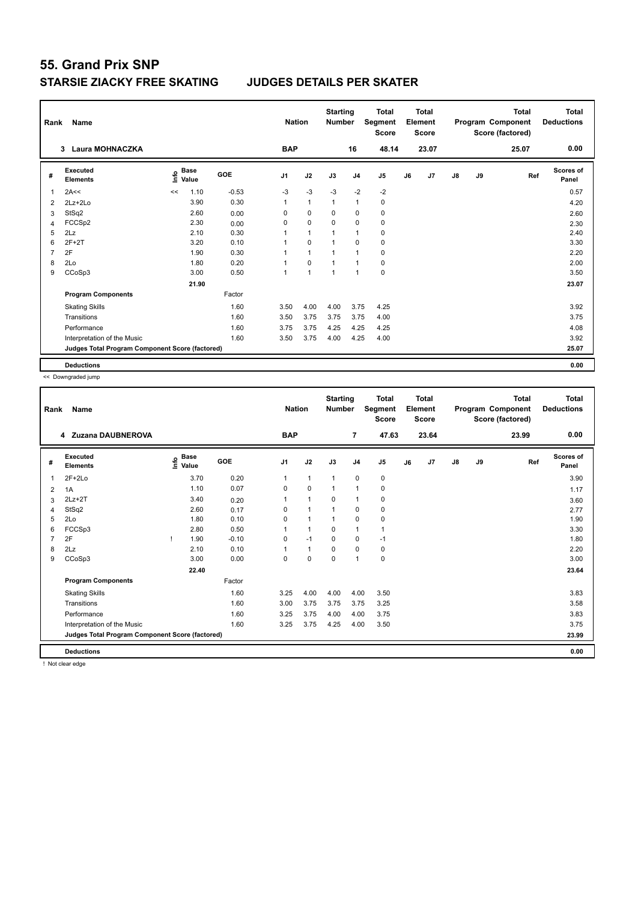# 55. Grand Prix SNP

## STARSIE ZIACKY FREE SKATING JUDGES DETAILS PER SKATER

| Rank | Name | Nation | Starting Number | Total Segment Score | Total Element Score | Total Program Component Score (factored) | Total Deductions |
|---|---|---|---|---|---|---|---|
| 3 | Laura MOHNACZKA | BAP | 16 | 48.14 | 23.07 | 25.07 | 0.00 |

| # | Executed Elements | Info | Base Value | GOE | J1 | J2 | J3 | J4 | J5 | J6 | J7 | J8 | J9 | Ref | Scores of Panel |
|---|---|---|---|---|---|---|---|---|---|---|---|---|---|---|---|
| 1 | 2A<< | << | 1.10 | -0.53 | -3 | -3 | -3 | -2 | -2 | | | | | | 0.57 |
| 2 | 2Lz+2Lo | | 3.90 | 0.30 | 1 | 1 | 1 | 1 | 0 | | | | | | 4.20 |
| 3 | StSq2 | | 2.60 | 0.00 | 0 | 0 | 0 | 0 | 0 | | | | | | 2.60 |
| 4 | FCCSp2 | | 2.30 | 0.00 | 0 | 0 | 0 | 0 | 0 | | | | | | 2.30 |
| 5 | 2Lz | | 2.10 | 0.30 | 1 | 1 | 1 | 1 | 0 | | | | | | 2.40 |
| 6 | 2F+2T | | 3.20 | 0.10 | 1 | 0 | 1 | 0 | 0 | | | | | | 3.30 |
| 7 | 2F | | 1.90 | 0.30 | 1 | 1 | 1 | 1 | 0 | | | | | | 2.20 |
| 8 | 2Lo | | 1.80 | 0.20 | 1 | 0 | 1 | 1 | 0 | | | | | | 2.00 |
| 9 | CCoSp3 | | 3.00 | 0.50 | 1 | 1 | 1 | 1 | 0 | | | | | | 3.50 |
| | | | 21.90 | | | | | | | | | | | | 23.07 |
| | **Program Components** | | | Factor | | | | | | | | | | | |
| | Skating Skills | | | 1.60 | 3.50 | 4.00 | 4.00 | 3.75 | 4.25 | | | | | | 3.92 |
| | Transitions | | | 1.60 | 3.50 | 3.75 | 3.75 | 3.75 | 4.00 | | | | | | 3.75 |
| | Performance | | | 1.60 | 3.75 | 3.75 | 4.25 | 4.25 | 4.25 | | | | | | 4.08 |
| | Interpretation of the Music | | | 1.60 | 3.50 | 3.75 | 4.00 | 4.25 | 4.00 | | | | | | 3.92 |
| | **Judges Total Program Component Score (factored)** | | | | | | | | | | | | | | 25.07 |
| | **Deductions** | | | | | | | | | | | | | | 0.00 |

<< Downgraded jump

| Rank | Name | Nation | Starting Number | Total Segment Score | Total Element Score | Total Program Component Score (factored) | Total Deductions |
|---|---|---|---|---|---|---|---|
| 4 | Zuzana DAUBNEROVA | BAP | 7 | 47.63 | 23.64 | 23.99 | 0.00 |

| # | Executed Elements | Info | Base Value | GOE | J1 | J2 | J3 | J4 | J5 | J6 | J7 | J8 | J9 | Ref | Scores of Panel |
|---|---|---|---|---|---|---|---|---|---|---|---|---|---|---|---|
| 1 | 2F+2Lo | | 3.70 | 0.20 | 1 | 1 | 1 | 0 | 0 | | | | | | 3.90 |
| 2 | 1A | | 1.10 | 0.07 | 0 | 0 | 1 | 1 | 0 | | | | | | 1.17 |
| 3 | 2Lz+2T | | 3.40 | 0.20 | 1 | 1 | 0 | 1 | 0 | | | | | | 3.60 |
| 4 | StSq2 | | 2.60 | 0.17 | 0 | 1 | 1 | 0 | 0 | | | | | | 2.77 |
| 5 | 2Lo | | 1.80 | 0.10 | 0 | 1 | 1 | 0 | 0 | | | | | | 1.90 |
| 6 | FCCSp3 | | 2.80 | 0.50 | 1 | 1 | 0 | 1 | 1 | | | | | | 3.30 |
| 7 | 2F | ! | 1.90 | -0.10 | 0 | -1 | 0 | 0 | -1 | | | | | | 1.80 |
| 8 | 2Lz | | 2.10 | 0.10 | 1 | 1 | 0 | 0 | 0 | | | | | | 2.20 |
| 9 | CCoSp3 | | 3.00 | 0.00 | 0 | 0 | 0 | 1 | 0 | | | | | | 3.00 |
| | | | 22.40 | | | | | | | | | | | | 23.64 |
| | **Program Components** | | | Factor | | | | | | | | | | | |
| | Skating Skills | | | 1.60 | 3.25 | 4.00 | 4.00 | 4.00 | 3.50 | | | | | | 3.83 |
| | Transitions | | | 1.60 | 3.00 | 3.75 | 3.75 | 3.75 | 3.25 | | | | | | 3.58 |
| | Performance | | | 1.60 | 3.25 | 3.75 | 4.00 | 4.00 | 3.75 | | | | | | 3.83 |
| | Interpretation of the Music | | | 1.60 | 3.25 | 3.75 | 4.25 | 4.00 | 3.50 | | | | | | 3.75 |
| | **Judges Total Program Component Score (factored)** | | | | | | | | | | | | | | 23.99 |
| | **Deductions** | | | | | | | | | | | | | | 0.00 |

! Not clear edge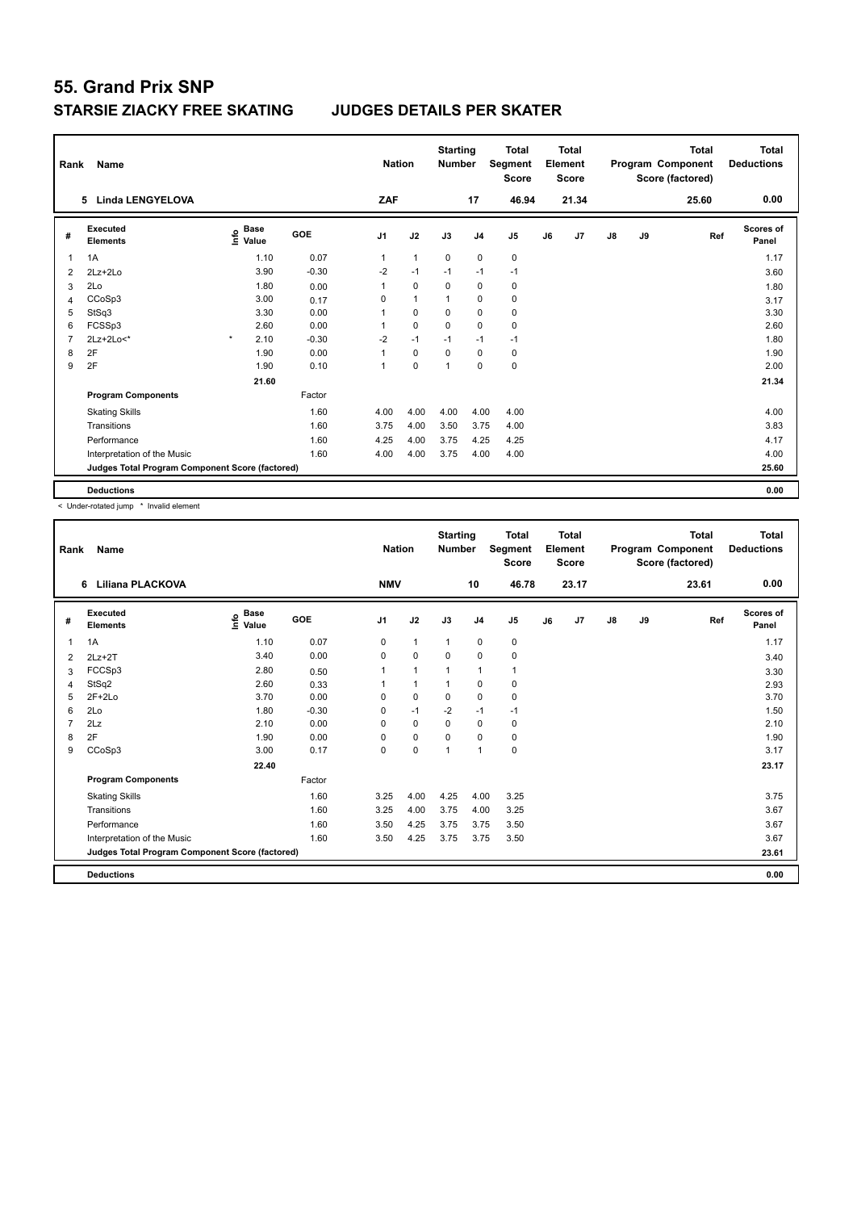# 55. Grand Prix SNP

## STARSIE ZIACKY FREE SKATING JUDGES DETAILS PER SKATER

| Rank | Name | Nation | Starting Number | Total Segment Score | Total Element Score | Total Program Component Score (factored) | Total Deductions |
|---|---|---|---|---|---|---|---|
| 5 | Linda LENGYELOVA | ZAF | 17 | 46.94 | 21.34 | 25.60 | 0.00 |

| # | Executed Elements | Info | Base Value | GOE | J1 | J2 | J3 | J4 | J5 | J6 | J7 | J8 | J9 | Ref | Scores of Panel |
|---|---|---|---|---|---|---|---|---|---|---|---|---|---|---|---|
| 1 | 1A | | 1.10 | 0.07 | 1 | 1 | 0 | 0 | 0 | | | | | | 1.17 |
| 2 | 2Lz+2Lo | | 3.90 | -0.30 | -2 | -1 | -1 | -1 | -1 | | | | | | 3.60 |
| 3 | 2Lo | | 1.80 | 0.00 | 1 | 0 | 0 | 0 | 0 | | | | | | 1.80 |
| 4 | CCoSp3 | | 3.00 | 0.17 | 0 | 1 | 1 | 0 | 0 | | | | | | 3.17 |
| 5 | StSq3 | | 3.30 | 0.00 | 1 | 0 | 0 | 0 | 0 | | | | | | 3.30 |
| 6 | FCSSp3 | | 2.60 | 0.00 | 1 | 0 | 0 | 0 | 0 | | | | | | 2.60 |
| 7 | 2Lz+2Lo<* | * | 2.10 | -0.30 | -2 | -1 | -1 | -1 | -1 | | | | | | 1.80 |
| 8 | 2F | | 1.90 | 0.00 | 1 | 0 | 0 | 0 | 0 | | | | | | 1.90 |
| 9 | 2F | | 1.90 | 0.10 | 1 | 0 | 1 | 0 | 0 | | | | | | 2.00 |
| | | | 21.60 | | | | | | | | | | | | 21.34 |
| | **Program Components** | | | Factor | | | | | | | | | | | |
| | Skating Skills | | | 1.60 | 4.00 | 4.00 | 4.00 | 4.00 | 4.00 | | | | | | 4.00 |
| | Transitions | | | 1.60 | 3.75 | 4.00 | 3.50 | 3.75 | 4.00 | | | | | | 3.83 |
| | Performance | | | 1.60 | 4.25 | 4.00 | 3.75 | 4.25 | 4.25 | | | | | | 4.17 |
| | Interpretation of the Music | | | 1.60 | 4.00 | 4.00 | 3.75 | 4.00 | 4.00 | | | | | | 4.00 |
| | **Judges Total Program Component Score (factored)** | | | | | | | | | | | | | | 25.60 |
| | **Deductions** | | | | | | | | | | | | | | 0.00 |

< Under-rotated jump * Invalid element

| Rank | Name | Nation | Starting Number | Total Segment Score | Total Element Score | Total Program Component Score (factored) | Total Deductions |
|---|---|---|---|---|---|---|---|
| 6 | Liliana PLACKOVA | NMV | 10 | 46.78 | 23.17 | 23.61 | 0.00 |

| # | Executed Elements | Info | Base Value | GOE | J1 | J2 | J3 | J4 | J5 | J6 | J7 | J8 | J9 | Ref | Scores of Panel |
|---|---|---|---|---|---|---|---|---|---|---|---|---|---|---|---|
| 1 | 1A | | 1.10 | 0.07 | 0 | 1 | 1 | 0 | 0 | | | | | | 1.17 |
| 2 | 2Lz+2T | | 3.40 | 0.00 | 0 | 0 | 0 | 0 | 0 | | | | | | 3.40 |
| 3 | FCCSp3 | | 2.80 | 0.50 | 1 | 1 | 1 | 1 | 1 | | | | | | 3.30 |
| 4 | StSq2 | | 2.60 | 0.33 | 1 | 1 | 1 | 0 | 0 | | | | | | 2.93 |
| 5 | 2F+2Lo | | 3.70 | 0.00 | 0 | 0 | 0 | 0 | 0 | | | | | | 3.70 |
| 6 | 2Lo | | 1.80 | -0.30 | 0 | -1 | -2 | -1 | -1 | | | | | | 1.50 |
| 7 | 2Lz | | 2.10 | 0.00 | 0 | 0 | 0 | 0 | 0 | | | | | | 2.10 |
| 8 | 2F | | 1.90 | 0.00 | 0 | 0 | 0 | 0 | 0 | | | | | | 1.90 |
| 9 | CCoSp3 | | 3.00 | 0.17 | 0 | 0 | 1 | 1 | 0 | | | | | | 3.17 |
| | | | 22.40 | | | | | | | | | | | | 23.17 |
| | **Program Components** | | | Factor | | | | | | | | | | | |
| | Skating Skills | | | 1.60 | 3.25 | 4.00 | 4.25 | 4.00 | 3.25 | | | | | | 3.75 |
| | Transitions | | | 1.60 | 3.25 | 4.00 | 3.75 | 4.00 | 3.25 | | | | | | 3.67 |
| | Performance | | | 1.60 | 3.50 | 4.25 | 3.75 | 3.75 | 3.50 | | | | | | 3.67 |
| | Interpretation of the Music | | | 1.60 | 3.50 | 4.25 | 3.75 | 3.75 | 3.50 | | | | | | 3.67 |
| | **Judges Total Program Component Score (factored)** | | | | | | | | | | | | | | 23.61 |
| | **Deductions** | | | | | | | | | | | | | | 0.00 |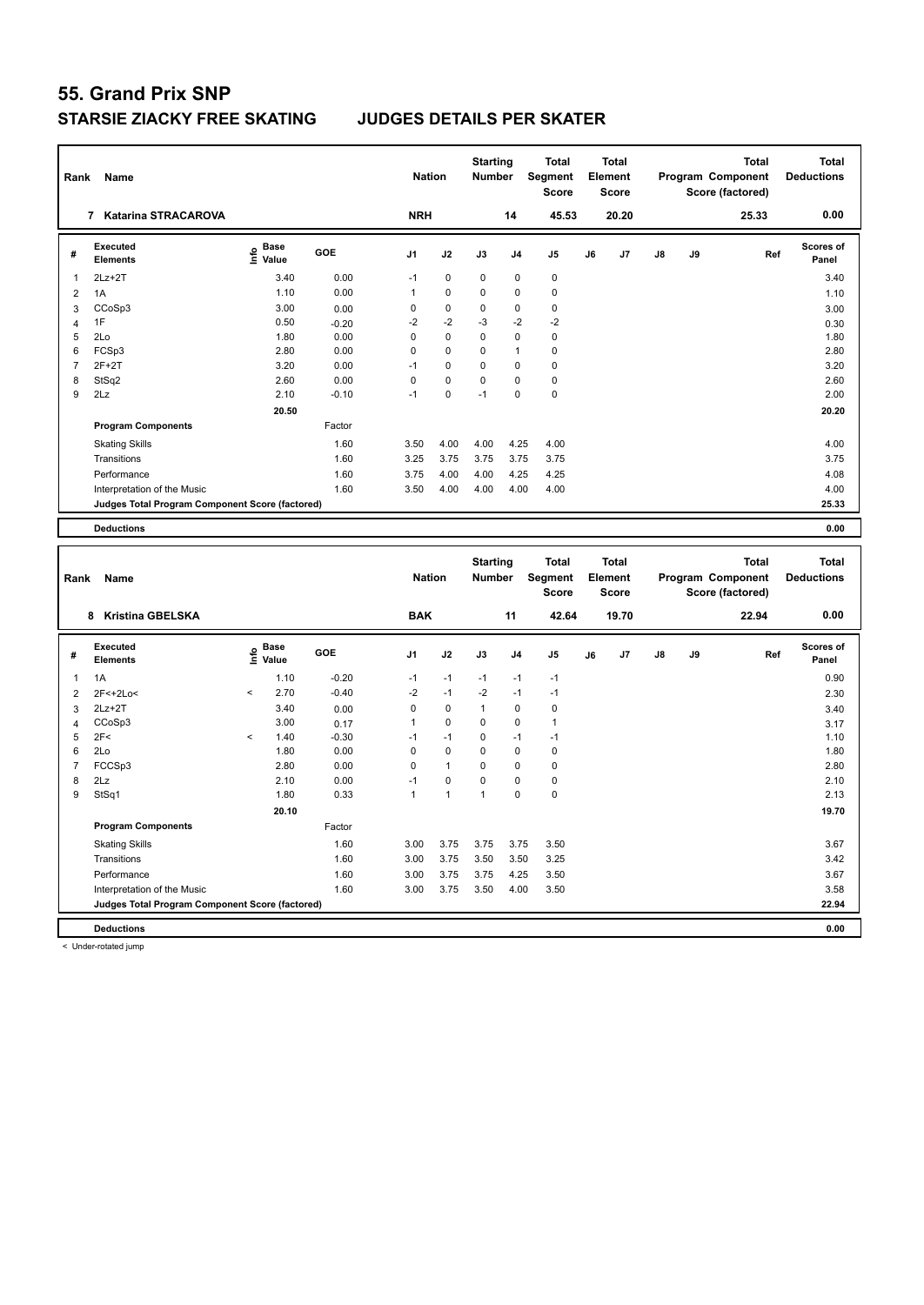# 55. Grand Prix SNP

## STARSIE ZIACKY FREE SKATING JUDGES DETAILS PER SKATER

| Rank | Name | Nation | Starting Number | Total Segment Score | Total Element Score | Total Program Component Score (factored) | Total Deductions |
|---|---|---|---|---|---|---|---|
| 7 | Katarina STRACAROVA | NRH | 14 | 45.53 | 20.20 | 25.33 | 0.00 |

| # | Executed Elements | Info | Base Value | GOE | J1 | J2 | J3 | J4 | J5 | J6 | J7 | J8 | J9 | Ref | Scores of Panel |
|---|---|---|---|---|---|---|---|---|---|---|---|---|---|---|---|
| 1 | 2Lz+2T | | 3.40 | 0.00 | -1 | 0 | 0 | 0 | 0 | | | | | | 3.40 |
| 2 | 1A | | 1.10 | 0.00 | 1 | 0 | 0 | 0 | 0 | | | | | | 1.10 |
| 3 | CCoSp3 | | 3.00 | 0.00 | 0 | 0 | 0 | 0 | 0 | | | | | | 3.00 |
| 4 | 1F | | 0.50 | -0.20 | -2 | -2 | -3 | -2 | -2 | | | | | | 0.30 |
| 5 | 2Lo | | 1.80 | 0.00 | 0 | 0 | 0 | 0 | 0 | | | | | | 1.80 |
| 6 | FCSp3 | | 2.80 | 0.00 | 0 | 0 | 0 | 1 | 0 | | | | | | 2.80 |
| 7 | 2F+2T | | 3.20 | 0.00 | -1 | 0 | 0 | 0 | 0 | | | | | | 3.20 |
| 8 | StSq2 | | 2.60 | 0.00 | 0 | 0 | 0 | 0 | 0 | | | | | | 2.60 |
| 9 | 2Lz | | 2.10 | -0.10 | -1 | 0 | -1 | 0 | 0 | | | | | | 2.00 |
| | | | 20.50 | | | | | | | | | | | | 20.20 |
| | **Program Components** | | | Factor | | | | | | | | | | | |
| | Skating Skills | | | 1.60 | 3.50 | 4.00 | 4.00 | 4.25 | 4.00 | | | | | | 4.00 |
| | Transitions | | | 1.60 | 3.25 | 3.75 | 3.75 | 3.75 | 3.75 | | | | | | 3.75 |
| | Performance | | | 1.60 | 3.75 | 4.00 | 4.00 | 4.25 | 4.25 | | | | | | 4.08 |
| | Interpretation of the Music | | | 1.60 | 3.50 | 4.00 | 4.00 | 4.00 | 4.00 | | | | | | 4.00 |
| | **Judges Total Program Component Score (factored)** | | | | | | | | | | | | | | 25.33 |
| | **Deductions** | | | | | | | | | | | | | | 0.00 |

| Rank | Name | Nation | Starting Number | Total Segment Score | Total Element Score | Total Program Component Score (factored) | Total Deductions |
|---|---|---|---|---|---|---|---|
| 8 | Kristina GBELSKA | BAK | 11 | 42.64 | 19.70 | 22.94 | 0.00 |

| # | Executed Elements | Info | Base Value | GOE | J1 | J2 | J3 | J4 | J5 | J6 | J7 | J8 | J9 | Ref | Scores of Panel |
|---|---|---|---|---|---|---|---|---|---|---|---|---|---|---|---|
| 1 | 1A | | 1.10 | -0.20 | -1 | -1 | -1 | -1 | -1 | | | | | | 0.90 |
| 2 | 2F<+2Lo< | < | 2.70 | -0.40 | -2 | -1 | -2 | -1 | -1 | | | | | | 2.30 |
| 3 | 2Lz+2T | | 3.40 | 0.00 | 0 | 0 | 1 | 0 | 0 | | | | | | 3.40 |
| 4 | CCoSp3 | | 3.00 | 0.17 | 1 | 0 | 0 | 0 | 1 | | | | | | 3.17 |
| 5 | 2F< | < | 1.40 | -0.30 | -1 | -1 | 0 | -1 | -1 | | | | | | 1.10 |
| 6 | 2Lo | | 1.80 | 0.00 | 0 | 0 | 0 | 0 | 0 | | | | | | 1.80 |
| 7 | FCCSp3 | | 2.80 | 0.00 | 0 | 1 | 0 | 0 | 0 | | | | | | 2.80 |
| 8 | 2Lz | | 2.10 | 0.00 | -1 | 0 | 0 | 0 | 0 | | | | | | 2.10 |
| 9 | StSq1 | | 1.80 | 0.33 | 1 | 1 | 1 | 0 | 0 | | | | | | 2.13 |
| | | | 20.10 | | | | | | | | | | | | 19.70 |
| | **Program Components** | | | Factor | | | | | | | | | | | |
| | Skating Skills | | | 1.60 | 3.00 | 3.75 | 3.75 | 3.75 | 3.50 | | | | | | 3.67 |
| | Transitions | | | 1.60 | 3.00 | 3.75 | 3.50 | 3.50 | 3.25 | | | | | | 3.42 |
| | Performance | | | 1.60 | 3.00 | 3.75 | 3.75 | 4.25 | 3.50 | | | | | | 3.67 |
| | Interpretation of the Music | | | 1.60 | 3.00 | 3.75 | 3.50 | 4.00 | 3.50 | | | | | | 3.58 |
| | **Judges Total Program Component Score (factored)** | | | | | | | | | | | | | | 22.94 |
| | **Deductions** | | | | | | | | | | | | | | 0.00 |

< Under-rotated jump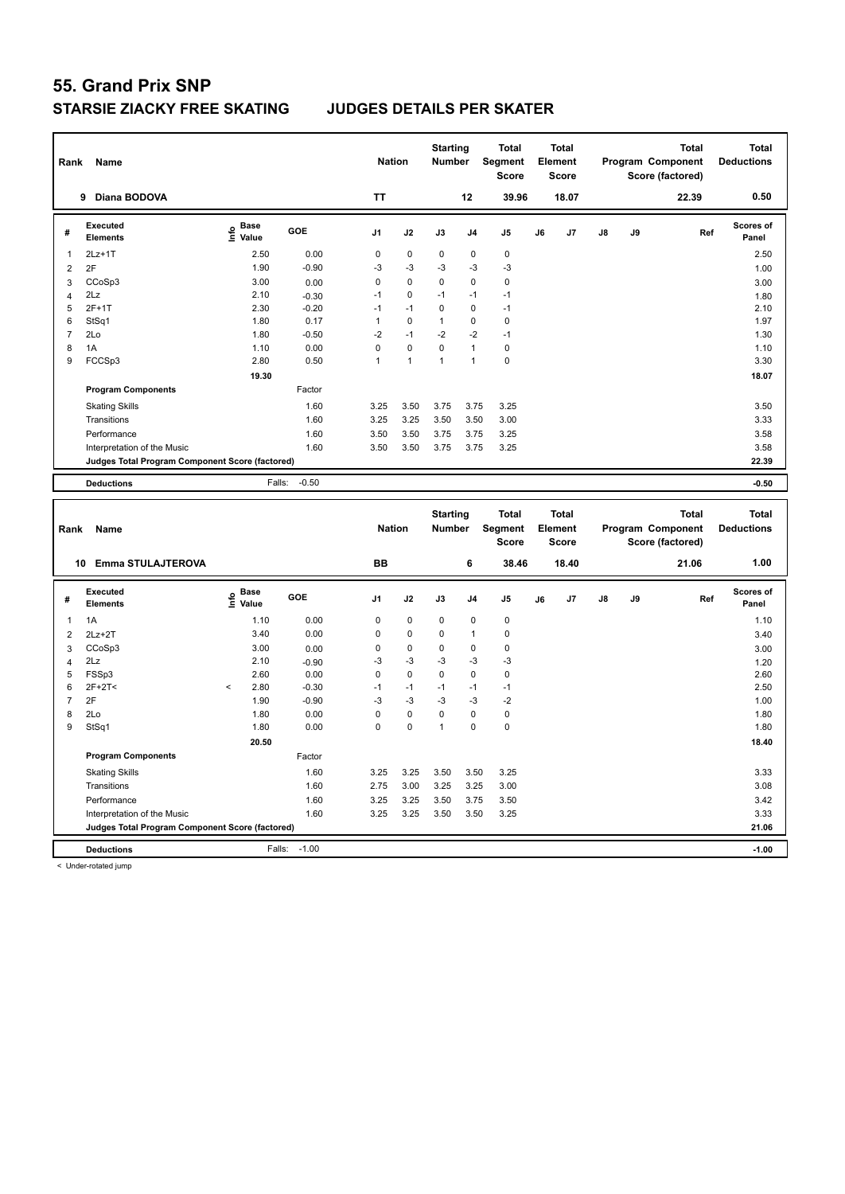# 55. Grand Prix SNP

## STARSIE ZIACKY FREE SKATING JUDGES DETAILS PER SKATER

| Rank | Name | Nation | Starting Number | Total Segment Score | Total Element Score | Total Program Component Score (factored) | Total Deductions |
|---|---|---|---|---|---|---|---|
| 9 | Diana BODOVA | TT | 12 | 39.96 | 18.07 | 22.39 | 0.50 |

| # | Executed Elements | Info | Base Value | GOE | J1 | J2 | J3 | J4 | J5 | J6 | J7 | J8 | J9 | Ref | Scores of Panel |
|---|---|---|---|---|---|---|---|---|---|---|---|---|---|---|---|
| 1 | 2Lz+1T | | 2.50 | 0.00 | 0 | 0 | 0 | 0 | 0 | | | | | | 2.50 |
| 2 | 2F | | 1.90 | -0.90 | -3 | -3 | -3 | -3 | -3 | | | | | | 1.00 |
| 3 | CCoSp3 | | 3.00 | 0.00 | 0 | 0 | 0 | 0 | 0 | | | | | | 3.00 |
| 4 | 2Lz | | 2.10 | -0.30 | -1 | 0 | -1 | -1 | -1 | | | | | | 1.80 |
| 5 | 2F+1T | | 2.30 | -0.20 | -1 | -1 | 0 | 0 | -1 | | | | | | 2.10 |
| 6 | StSq1 | | 1.80 | 0.17 | 1 | 0 | 1 | 0 | 0 | | | | | | 1.97 |
| 7 | 2Lo | | 1.80 | -0.50 | -2 | -1 | -2 | -2 | -1 | | | | | | 1.30 |
| 8 | 1A | | 1.10 | 0.00 | 0 | 0 | 0 | 1 | 0 | | | | | | 1.10 |
| 9 | FCCSp3 | | 2.80 | 0.50 | 1 | 1 | 1 | 1 | 0 | | | | | | 3.30 |
| | | | 19.30 | | | | | | | | | | | | 18.07 |
| | **Program Components** | | | Factor | | | | | | | | | | | |
| | Skating Skills | | | 1.60 | 3.25 | 3.50 | 3.75 | 3.75 | 3.25 | | | | | | 3.50 |
| | Transitions | | | 1.60 | 3.25 | 3.25 | 3.50 | 3.50 | 3.00 | | | | | | 3.33 |
| | Performance | | | 1.60 | 3.50 | 3.50 | 3.75 | 3.75 | 3.25 | | | | | | 3.58 |
| | Interpretation of the Music | | | 1.60 | 3.50 | 3.50 | 3.75 | 3.75 | 3.25 | | | | | | 3.58 |
| | **Judges Total Program Component Score (factored)** | | | | | | | | | | | | | | 22.39 |
| | **Deductions** | | Falls: | -0.50 | | | | | | | | | | | -0.50 |

| Rank | Name | Nation | Starting Number | Total Segment Score | Total Element Score | Total Program Component Score (factored) | Total Deductions |
|---|---|---|---|---|---|---|---|
| 10 | Emma STULAJTEROVA | BB | 6 | 38.46 | 18.40 | 21.06 | 1.00 |

| # | Executed Elements | Info | Base Value | GOE | J1 | J2 | J3 | J4 | J5 | J6 | J7 | J8 | J9 | Ref | Scores of Panel |
|---|---|---|---|---|---|---|---|---|---|---|---|---|---|---|---|
| 1 | 1A | | 1.10 | 0.00 | 0 | 0 | 0 | 0 | 0 | | | | | | 1.10 |
| 2 | 2Lz+2T | | 3.40 | 0.00 | 0 | 0 | 0 | 1 | 0 | | | | | | 3.40 |
| 3 | CCoSp3 | | 3.00 | 0.00 | 0 | 0 | 0 | 0 | 0 | | | | | | 3.00 |
| 4 | 2Lz | | 2.10 | -0.90 | -3 | -3 | -3 | -3 | -3 | | | | | | 1.20 |
| 5 | FSSp3 | | 2.60 | 0.00 | 0 | 0 | 0 | 0 | 0 | | | | | | 2.60 |
| 6 | 2F+2T< | < | 2.80 | -0.30 | -1 | -1 | -1 | -1 | -1 | | | | | | 2.50 |
| 7 | 2F | | 1.90 | -0.90 | -3 | -3 | -3 | -3 | -2 | | | | | | 1.00 |
| 8 | 2Lo | | 1.80 | 0.00 | 0 | 0 | 0 | 0 | 0 | | | | | | 1.80 |
| 9 | StSq1 | | 1.80 | 0.00 | 0 | 0 | 1 | 0 | 0 | | | | | | 1.80 |
| | | | 20.50 | | | | | | | | | | | | 18.40 |
| | **Program Components** | | | Factor | | | | | | | | | | | |
| | Skating Skills | | | 1.60 | 3.25 | 3.25 | 3.50 | 3.50 | 3.25 | | | | | | 3.33 |
| | Transitions | | | 1.60 | 2.75 | 3.00 | 3.25 | 3.25 | 3.00 | | | | | | 3.08 |
| | Performance | | | 1.60 | 3.25 | 3.25 | 3.50 | 3.75 | 3.50 | | | | | | 3.42 |
| | Interpretation of the Music | | | 1.60 | 3.25 | 3.25 | 3.50 | 3.50 | 3.25 | | | | | | 3.33 |
| | **Judges Total Program Component Score (factored)** | | | | | | | | | | | | | | 21.06 |
| | **Deductions** | | Falls: | -1.00 | | | | | | | | | | | -1.00 |

< Under-rotated jump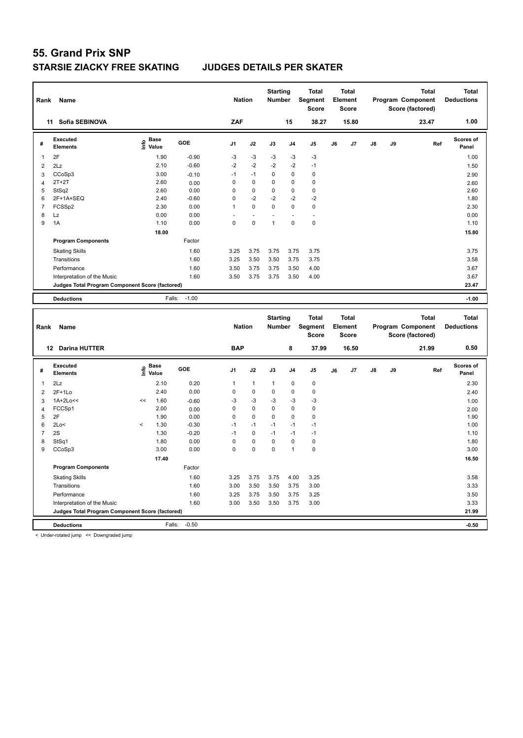# 55. Grand Prix SNP

## STARSIE ZIACKY FREE SKATING JUDGES DETAILS PER SKATER

| Rank | Name | Nation | Starting Number | Total Segment Score | Total Element Score | Total Program Component Score (factored) | Total Deductions |
|---|---|---|---|---|---|---|---|
| 11 | Sofia SEBINOVA | ZAF | 15 | 38.27 | 15.80 | 23.47 | 1.00 |

| # | Executed Elements | Info | Base Value | GOE | J1 | J2 | J3 | J4 | J5 | J6 | J7 | J8 | J9 | Ref | Scores of Panel |
|---|---|---|---|---|---|---|---|---|---|---|---|---|---|---|---|
| 1 | 2F | | 1.90 | -0.90 | -3 | -3 | -3 | -3 | -3 | | | | | | 1.00 |
| 2 | 2Lz | | 2.10 | -0.60 | -2 | -2 | -2 | -2 | -1 | | | | | | 1.50 |
| 3 | CCoSp3 | | 3.00 | -0.10 | -1 | -1 | 0 | 0 | 0 | | | | | | 2.90 |
| 4 | 2T+2T | | 2.60 | 0.00 | 0 | 0 | 0 | 0 | 0 | | | | | | 2.60 |
| 5 | StSq2 | | 2.60 | 0.00 | 0 | 0 | 0 | 0 | 0 | | | | | | 2.60 |
| 6 | 2F+1A+SEQ | | 2.40 | -0.60 | 0 | -2 | -2 | -2 | -2 | | | | | | 1.80 |
| 7 | FCSSp2 | | 2.30 | 0.00 | 1 | 0 | 0 | 0 | 0 | | | | | | 2.30 |
| 8 | Lz | | 0.00 | 0.00 | - | - | - | - | - | | | | | | 0.00 |
| 9 | 1A | | 1.10 | 0.00 | 0 | 0 | 1 | 0 | 0 | | | | | | 1.10 |
| | | | 18.00 | | | | | | | | | | | | 15.80 |
| | **Program Components** | | | Factor | | | | | | | | | | | |
| | Skating Skills | | | 1.60 | 3.25 | 3.75 | 3.75 | 3.75 | 3.75 | | | | | | 3.75 |
| | Transitions | | | 1.60 | 3.25 | 3.50 | 3.50 | 3.75 | 3.75 | | | | | | 3.58 |
| | Performance | | | 1.60 | 3.50 | 3.75 | 3.75 | 3.50 | 4.00 | | | | | | 3.67 |
| | Interpretation of the Music | | | 1.60 | 3.50 | 3.75 | 3.75 | 3.50 | 4.00 | | | | | | 3.67 |
| | **Judges Total Program Component Score (factored)** | | | | | | | | | | | | | | 23.47 |
| | **Deductions** | | Falls: | -1.00 | | | | | | | | | | | -1.00 |

| Rank | Name | Nation | Starting Number | Total Segment Score | Total Element Score | Total Program Component Score (factored) | Total Deductions |
|---|---|---|---|---|---|---|---|
| 12 | Darina HUTTER | BAP | 8 | 37.99 | 16.50 | 21.99 | 0.50 |

| # | Executed Elements | Info | Base Value | GOE | J1 | J2 | J3 | J4 | J5 | J6 | J7 | J8 | J9 | Ref | Scores of Panel |
|---|---|---|---|---|---|---|---|---|---|---|---|---|---|---|---|
| 1 | 2Lz | | 2.10 | 0.20 | 1 | 1 | 1 | 0 | 0 | | | | | | 2.30 |
| 2 | 2F+1Lo | | 2.40 | 0.00 | 0 | 0 | 0 | 0 | 0 | | | | | | 2.40 |
| 3 | 1A+2Lo<< | << | 1.60 | -0.60 | -3 | -3 | -3 | -3 | -3 | | | | | | 1.00 |
| 4 | FCCSp1 | | 2.00 | 0.00 | 0 | 0 | 0 | 0 | 0 | | | | | | 2.00 |
| 5 | 2F | | 1.90 | 0.00 | 0 | 0 | 0 | 0 | 0 | | | | | | 1.90 |
| 6 | 2Lo< | < | 1.30 | -0.30 | -1 | -1 | -1 | -1 | -1 | | | | | | 1.00 |
| 7 | 2S | | 1.30 | -0.20 | -1 | 0 | -1 | -1 | -1 | | | | | | 1.10 |
| 8 | StSq1 | | 1.80 | 0.00 | 0 | 0 | 0 | 0 | 0 | | | | | | 1.80 |
| 9 | CCoSp3 | | 3.00 | 0.00 | 0 | 0 | 0 | 1 | 0 | | | | | | 3.00 |
| | | | 17.40 | | | | | | | | | | | | 16.50 |
| | **Program Components** | | | Factor | | | | | | | | | | | |
| | Skating Skills | | | 1.60 | 3.25 | 3.75 | 3.75 | 4.00 | 3.25 | | | | | | 3.58 |
| | Transitions | | | 1.60 | 3.00 | 3.50 | 3.50 | 3.75 | 3.00 | | | | | | 3.33 |
| | Performance | | | 1.60 | 3.25 | 3.75 | 3.50 | 3.75 | 3.25 | | | | | | 3.50 |
| | Interpretation of the Music | | | 1.60 | 3.00 | 3.50 | 3.50 | 3.75 | 3.00 | | | | | | 3.33 |
| | **Judges Total Program Component Score (factored)** | | | | | | | | | | | | | | 21.99 |
| | **Deductions** | | Falls: | -0.50 | | | | | | | | | | | -0.50 |

< Under-rotated jump << Downgraded jump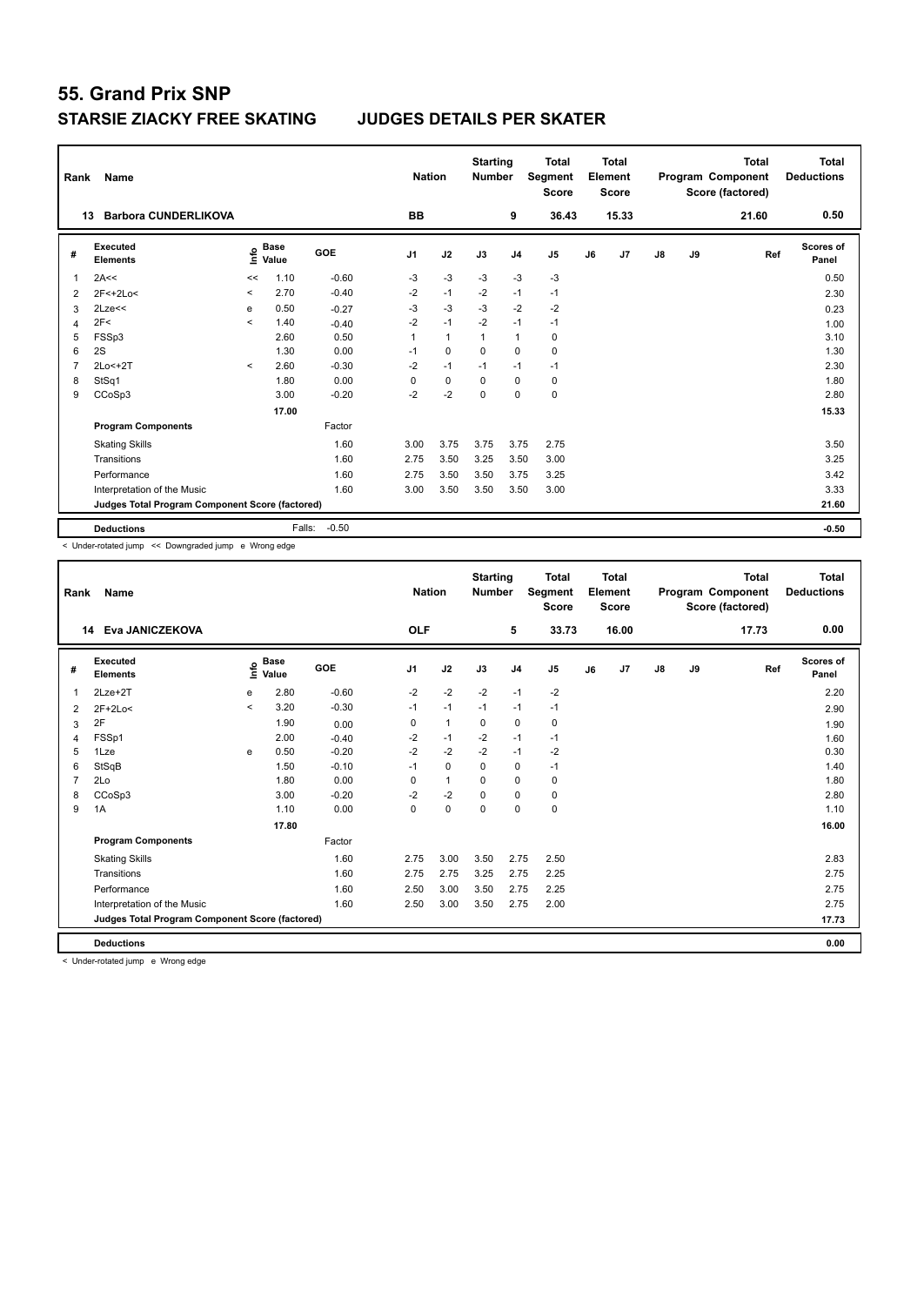# 55. Grand Prix SNP

## STARSIE ZIACKY FREE SKATING JUDGES DETAILS PER SKATER

| Rank | Name | Nation | Starting Number | Total Segment Score | Total Element Score | Total Program Component Score (factored) | Total Deductions |
|---|---|---|---|---|---|---|---|
| 13 | Barbora CUNDERLIKOVA | BB | 9 | 36.43 | 15.33 | 21.60 | 0.50 |

| # | Executed Elements | Info | Base Value | GOE | J1 | J2 | J3 | J4 | J5 | J6 | J7 | J8 | J9 | Ref | Scores of Panel |
|---|---|---|---|---|---|---|---|---|---|---|---|---|---|---|---|
| 1 | 2A<< | << | 1.10 | -0.60 | -3 | -3 | -3 | -3 | -3 | | | | | | 0.50 |
| 2 | 2F<+2Lo< | < | 2.70 | -0.40 | -2 | -1 | -2 | -1 | -1 | | | | | | 2.30 |
| 3 | 2Lze<< | e | 0.50 | -0.27 | -3 | -3 | -3 | -2 | -2 | | | | | | 0.23 |
| 4 | 2F< | < | 1.40 | -0.40 | -2 | -1 | -2 | -1 | -1 | | | | | | 1.00 |
| 5 | FSSp3 | | 2.60 | 0.50 | 1 | 1 | 1 | 1 | 0 | | | | | | 3.10 |
| 6 | 2S | | 1.30 | 0.00 | -1 | 0 | 0 | 0 | 0 | | | | | | 1.30 |
| 7 | 2Lo<+2T | < | 2.60 | -0.30 | -2 | -1 | -1 | -1 | -1 | | | | | | 2.30 |
| 8 | StSq1 | | 1.80 | 0.00 | 0 | 0 | 0 | 0 | 0 | | | | | | 1.80 |
| 9 | CCoSp3 | | 3.00 | -0.20 | -2 | -2 | 0 | 0 | 0 | | | | | | 2.80 |
| | | | 17.00 | | | | | | | | | | | | 15.33 |
| | **Program Components** | | | Factor | | | | | | | | | | | |
| | Skating Skills | | | 1.60 | 3.00 | 3.75 | 3.75 | 3.75 | 2.75 | | | | | | 3.50 |
| | Transitions | | | 1.60 | 2.75 | 3.50 | 3.25 | 3.50 | 3.00 | | | | | | 3.25 |
| | Performance | | | 1.60 | 2.75 | 3.50 | 3.50 | 3.75 | 3.25 | | | | | | 3.42 |
| | Interpretation of the Music | | | 1.60 | 3.00 | 3.50 | 3.50 | 3.50 | 3.00 | | | | | | 3.33 |
| | **Judges Total Program Component Score (factored)** | | | | | | | | | | | | | | 21.60 |
| | **Deductions** | | Falls: | -0.50 | | | | | | | | | | | -0.50 |

< Under-rotated jump << Downgraded jump e Wrong edge

| Rank | Name | Nation | Starting Number | Total Segment Score | Total Element Score | Total Program Component Score (factored) | Total Deductions |
|---|---|---|---|---|---|---|---|
| 14 | Eva JANICZEKOVA | OLF | 5 | 33.73 | 16.00 | 17.73 | 0.00 |

| # | Executed Elements | Info | Base Value | GOE | J1 | J2 | J3 | J4 | J5 | J6 | J7 | J8 | J9 | Ref | Scores of Panel |
|---|---|---|---|---|---|---|---|---|---|---|---|---|---|---|---|
| 1 | 2Lze+2T | e | 2.80 | -0.60 | -2 | -2 | -2 | -1 | -2 | | | | | | 2.20 |
| 2 | 2F+2Lo< | < | 3.20 | -0.30 | -1 | -1 | -1 | -1 | -1 | | | | | | 2.90 |
| 3 | 2F | | 1.90 | 0.00 | 0 | 1 | 0 | 0 | 0 | | | | | | 1.90 |
| 4 | FSSp1 | | 2.00 | -0.40 | -2 | -1 | -2 | -1 | -1 | | | | | | 1.60 |
| 5 | 1Lze | e | 0.50 | -0.20 | -2 | -2 | -2 | -1 | -2 | | | | | | 0.30 |
| 6 | StSqB | | 1.50 | -0.10 | -1 | 0 | 0 | 0 | -1 | | | | | | 1.40 |
| 7 | 2Lo | | 1.80 | 0.00 | 0 | 1 | 0 | 0 | 0 | | | | | | 1.80 |
| 8 | CCoSp3 | | 3.00 | -0.20 | -2 | -2 | 0 | 0 | 0 | | | | | | 2.80 |
| 9 | 1A | | 1.10 | 0.00 | 0 | 0 | 0 | 0 | 0 | | | | | | 1.10 |
| | | | 17.80 | | | | | | | | | | | | 16.00 |
| | **Program Components** | | | Factor | | | | | | | | | | | |
| | Skating Skills | | | 1.60 | 2.75 | 3.00 | 3.50 | 2.75 | 2.50 | | | | | | 2.83 |
| | Transitions | | | 1.60 | 2.75 | 2.75 | 3.25 | 2.75 | 2.25 | | | | | | 2.75 |
| | Performance | | | 1.60 | 2.50 | 3.00 | 3.50 | 2.75 | 2.25 | | | | | | 2.75 |
| | Interpretation of the Music | | | 1.60 | 2.50 | 3.00 | 3.50 | 2.75 | 2.00 | | | | | | 2.75 |
| | **Judges Total Program Component Score (factored)** | | | | | | | | | | | | | | 17.73 |
| | **Deductions** | | | | | | | | | | | | | | 0.00 |

< Under-rotated jump e Wrong edge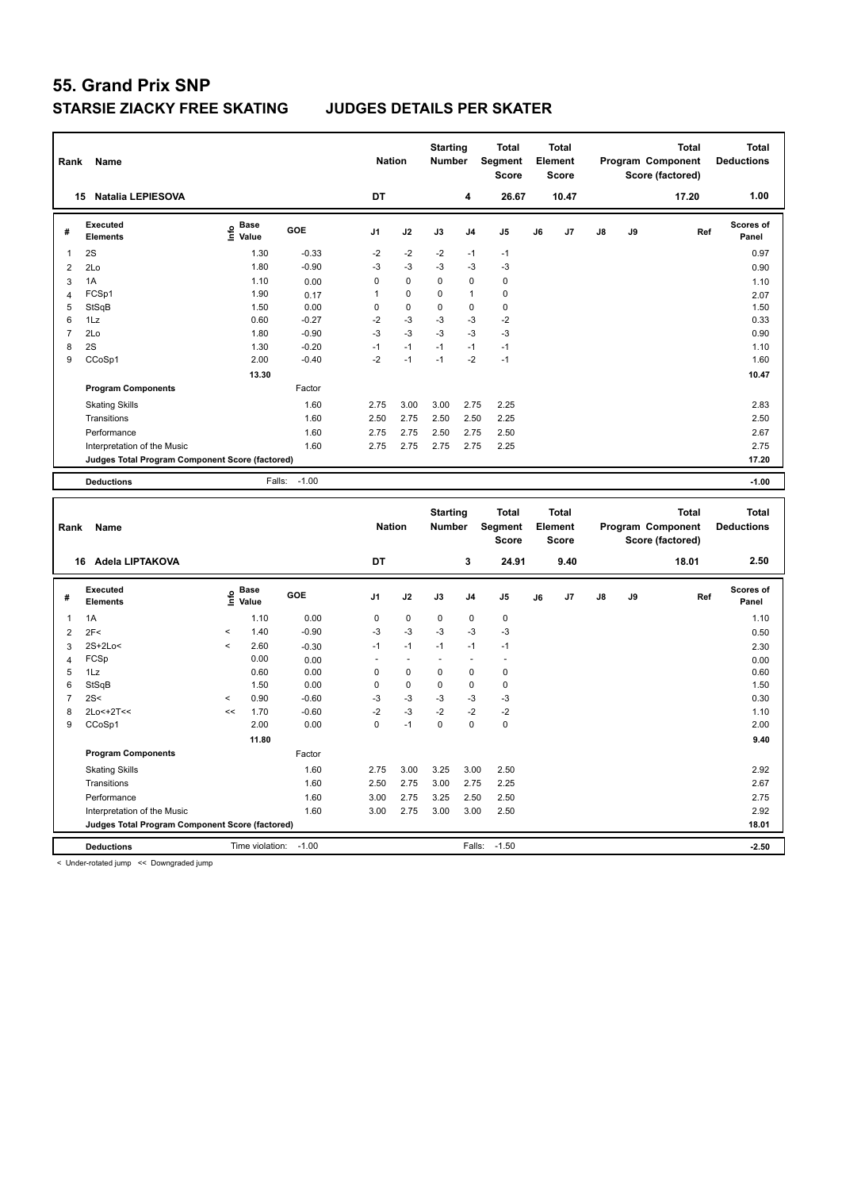# 55. Grand Prix SNP

## STARSIE ZIACKY FREE SKATING JUDGES DETAILS PER SKATER

| Rank | Name | Nation | Starting Number | Total Segment Score | Total Element Score | Total Program Component Score (factored) | Total Deductions |
|---|---|---|---|---|---|---|---|
| 15 | Natalia LEPIESOVA | DT | 4 | 26.67 | 10.47 | 17.20 | 1.00 |

| # | Executed Elements | Info | Base Value | GOE | J1 | J2 | J3 | J4 | J5 | J6 | J7 | J8 | J9 | Ref | Scores of Panel |
|---|---|---|---|---|---|---|---|---|---|---|---|---|---|---|---|
| 1 | 2S | | 1.30 | -0.33 | -2 | -2 | -2 | -1 | -1 | | | | | | 0.97 |
| 2 | 2Lo | | 1.80 | -0.90 | -3 | -3 | -3 | -3 | -3 | | | | | | 0.90 |
| 3 | 1A | | 1.10 | 0.00 | 0 | 0 | 0 | 0 | 0 | | | | | | 1.10 |
| 4 | FCSp1 | | 1.90 | 0.17 | 1 | 0 | 0 | 1 | 0 | | | | | | 2.07 |
| 5 | StSqB | | 1.50 | 0.00 | 0 | 0 | 0 | 0 | 0 | | | | | | 1.50 |
| 6 | 1Lz | | 0.60 | -0.27 | -2 | -3 | -3 | -3 | -2 | | | | | | 0.33 |
| 7 | 2Lo | | 1.80 | -0.90 | -3 | -3 | -3 | -3 | -3 | | | | | | 0.90 |
| 8 | 2S | | 1.30 | -0.20 | -1 | -1 | -1 | -1 | -1 | | | | | | 1.10 |
| 9 | CCoSp1 | | 2.00 | -0.40 | -2 | -1 | -1 | -2 | -1 | | | | | | 1.60 |
| | | | 13.30 | | | | | | | | | | | | 10.47 |
| | **Program Components** | | | Factor | | | | | | | | | | | |
| | Skating Skills | | | 1.60 | 2.75 | 3.00 | 3.00 | 2.75 | 2.25 | | | | | | 2.83 |
| | Transitions | | | 1.60 | 2.50 | 2.75 | 2.50 | 2.50 | 2.25 | | | | | | 2.50 |
| | Performance | | | 1.60 | 2.75 | 2.75 | 2.50 | 2.75 | 2.50 | | | | | | 2.67 |
| | Interpretation of the Music | | | 1.60 | 2.75 | 2.75 | 2.75 | 2.75 | 2.25 | | | | | | 2.75 |
| | **Judges Total Program Component Score (factored)** | | | | | | | | | | | | | | 17.20 |
| | **Deductions** | | Falls: | -1.00 | | | | | | | | | | | -1.00 |

| Rank | Name | Nation | Starting Number | Total Segment Score | Total Element Score | Total Program Component Score (factored) | Total Deductions |
|---|---|---|---|---|---|---|---|
| 16 | Adela LIPTAKOVA | DT | 3 | 24.91 | 9.40 | 18.01 | 2.50 |

| # | Executed Elements | Info | Base Value | GOE | J1 | J2 | J3 | J4 | J5 | J6 | J7 | J8 | J9 | Ref | Scores of Panel |
|---|---|---|---|---|---|---|---|---|---|---|---|---|---|---|---|
| 1 | 1A | | 1.10 | 0.00 | 0 | 0 | 0 | 0 | 0 | | | | | | 1.10 |
| 2 | 2F< | < | 1.40 | -0.90 | -3 | -3 | -3 | -3 | -3 | | | | | | 0.50 |
| 3 | 2S+2Lo< | < | 2.60 | -0.30 | -1 | -1 | -1 | -1 | -1 | | | | | | 2.30 |
| 4 | FCSp | | 0.00 | 0.00 | - | - | - | - | - | | | | | | 0.00 |
| 5 | 1Lz | | 0.60 | 0.00 | 0 | 0 | 0 | 0 | 0 | | | | | | 0.60 |
| 6 | StSqB | | 1.50 | 0.00 | 0 | 0 | 0 | 0 | 0 | | | | | | 1.50 |
| 7 | 2S< | < | 0.90 | -0.60 | -3 | -3 | -3 | -3 | -3 | | | | | | 0.30 |
| 8 | 2Lo<+2T<< | << | 1.70 | -0.60 | -2 | -3 | -2 | -2 | -2 | | | | | | 1.10 |
| 9 | CCoSp1 | | 2.00 | 0.00 | 0 | -1 | 0 | 0 | 0 | | | | | | 2.00 |
| | | | 11.80 | | | | | | | | | | | | 9.40 |
| | **Program Components** | | | Factor | | | | | | | | | | | |
| | Skating Skills | | | 1.60 | 2.75 | 3.00 | 3.25 | 3.00 | 2.50 | | | | | | 2.92 |
| | Transitions | | | 1.60 | 2.50 | 2.75 | 3.00 | 2.75 | 2.25 | | | | | | 2.67 |
| | Performance | | | 1.60 | 3.00 | 2.75 | 3.25 | 2.50 | 2.50 | | | | | | 2.75 |
| | Interpretation of the Music | | | 1.60 | 3.00 | 2.75 | 3.00 | 3.00 | 2.50 | | | | | | 2.92 |
| | **Judges Total Program Component Score (factored)** | | | | | | | | | | | | | | 18.01 |
| | **Deductions** | | Time violation: | -1.00 | | | | Falls: | -1.50 | | | | | | -2.50 |

< Under-rotated jump << Downgraded jump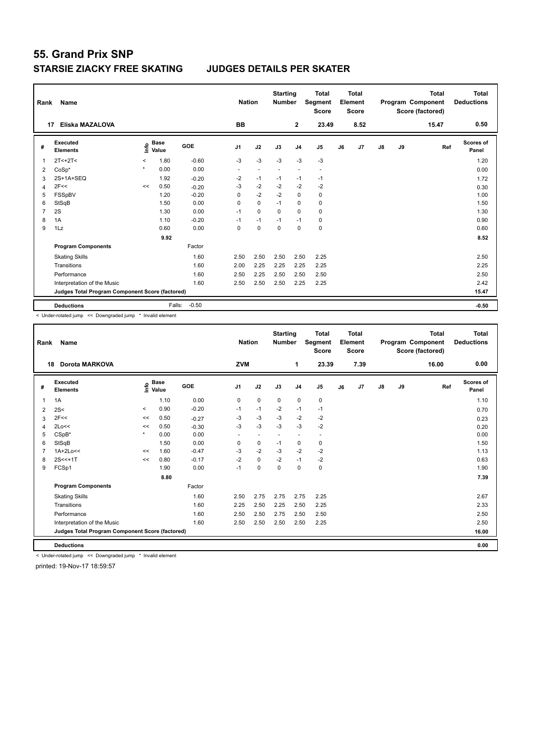# 55. Grand Prix SNP

## STARSIE ZIACKY FREE SKATING JUDGES DETAILS PER SKATER

| Rank | Name | Nation | Starting Number | Total Segment Score | Total Element Score | Total Program Component Score (factored) | Total Deductions |
|---|---|---|---|---|---|---|---|
| 17 | Eliska MAZALOVA | BB | 2 | 23.49 | 8.52 | 15.47 | 0.50 |

| # | Executed Elements | Info | Base Value | GOE | J1 | J2 | J3 | J4 | J5 | J6 | J7 | J8 | J9 | Ref | Scores of Panel |
|---|---|---|---|---|---|---|---|---|---|---|---|---|---|---|---|
| 1 | 2T<+2T< | < | 1.80 | -0.60 | -3 | -3 | -3 | -3 | -3 | | | | | | 1.20 |
| 2 | CoSp* | * | 0.00 | 0.00 | - | - | - | - | - | | | | | | 0.00 |
| 3 | 2S+1A+SEQ | | 1.92 | -0.20 | -2 | -1 | -1 | -1 | -1 | | | | | | 1.72 |
| 4 | 2F<< | << | 0.50 | -0.20 | -3 | -2 | -2 | -2 | -2 | | | | | | 0.30 |
| 5 | FSSpBV | | 1.20 | -0.20 | 0 | -2 | -2 | 0 | 0 | | | | | | 1.00 |
| 6 | StSqB | | 1.50 | 0.00 | 0 | 0 | -1 | 0 | 0 | | | | | | 1.50 |
| 7 | 2S | | 1.30 | 0.00 | -1 | 0 | 0 | 0 | 0 | | | | | | 1.30 |
| 8 | 1A | | 1.10 | -0.20 | -1 | -1 | -1 | -1 | 0 | | | | | | 0.90 |
| 9 | 1Lz | | 0.60 | 0.00 | 0 | 0 | 0 | 0 | 0 | | | | | | 0.60 |
| | | | 9.92 | | | | | | | | | | | | 8.52 |
| | **Program Components** | | | Factor | | | | | | | | | | | |
| | Skating Skills | | | 1.60 | 2.50 | 2.50 | 2.50 | 2.50 | 2.25 | | | | | | 2.50 |
| | Transitions | | | 1.60 | 2.00 | 2.25 | 2.25 | 2.25 | 2.25 | | | | | | 2.25 |
| | Performance | | | 1.60 | 2.50 | 2.25 | 2.50 | 2.50 | 2.50 | | | | | | 2.50 |
| | Interpretation of the Music | | | 1.60 | 2.50 | 2.50 | 2.50 | 2.25 | 2.25 | | | | | | 2.42 |
| | **Judges Total Program Component Score (factored)** | | | | | | | | | | | | | | 15.47 |
| | **Deductions** | | Falls: | -0.50 | | | | | | | | | | | -0.50 |

< Under-rotated jump << Downgraded jump * Invalid element

| Rank | Name | Nation | Starting Number | Total Segment Score | Total Element Score | Total Program Component Score (factored) | Total Deductions |
|---|---|---|---|---|---|---|---|
| 18 | Dorota MARKOVA | ZVM | 1 | 23.39 | 7.39 | 16.00 | 0.00 |

| # | Executed Elements | Info | Base Value | GOE | J1 | J2 | J3 | J4 | J5 | J6 | J7 | J8 | J9 | Ref | Scores of Panel |
|---|---|---|---|---|---|---|---|---|---|---|---|---|---|---|---|
| 1 | 1A | | 1.10 | 0.00 | 0 | 0 | 0 | 0 | 0 | | | | | | 1.10 |
| 2 | 2S< | < | 0.90 | -0.20 | -1 | -1 | -2 | -1 | -1 | | | | | | 0.70 |
| 3 | 2F<< | << | 0.50 | -0.27 | -3 | -3 | -3 | -2 | -2 | | | | | | 0.23 |
| 4 | 2Lo<< | << | 0.50 | -0.30 | -3 | -3 | -3 | -3 | -2 | | | | | | 0.20 |
| 5 | CSpB* | * | 0.00 | 0.00 | - | - | - | - | - | | | | | | 0.00 |
| 6 | StSqB | | 1.50 | 0.00 | 0 | 0 | -1 | 0 | 0 | | | | | | 1.50 |
| 7 | 1A+2Lo<< | << | 1.60 | -0.47 | -3 | -2 | -3 | -2 | -2 | | | | | | 1.13 |
| 8 | 2S<<+1T | << | 0.80 | -0.17 | -2 | 0 | -2 | -1 | -2 | | | | | | 0.63 |
| 9 | FCSp1 | | 1.90 | 0.00 | -1 | 0 | 0 | 0 | 0 | | | | | | 1.90 |
| | | | 8.80 | | | | | | | | | | | | 7.39 |
| | **Program Components** | | | Factor | | | | | | | | | | | |
| | Skating Skills | | | 1.60 | 2.50 | 2.75 | 2.75 | 2.75 | 2.25 | | | | | | 2.67 |
| | Transitions | | | 1.60 | 2.25 | 2.50 | 2.25 | 2.50 | 2.25 | | | | | | 2.33 |
| | Performance | | | 1.60 | 2.50 | 2.50 | 2.75 | 2.50 | 2.50 | | | | | | 2.50 |
| | Interpretation of the Music | | | 1.60 | 2.50 | 2.50 | 2.50 | 2.50 | 2.25 | | | | | | 2.50 |
| | **Judges Total Program Component Score (factored)** | | | | | | | | | | | | | | 16.00 |
| | **Deductions** | | | | | | | | | | | | | | 0.00 |

< Under-rotated jump << Downgraded jump * Invalid element

printed: 19-Nov-17 18:59:57